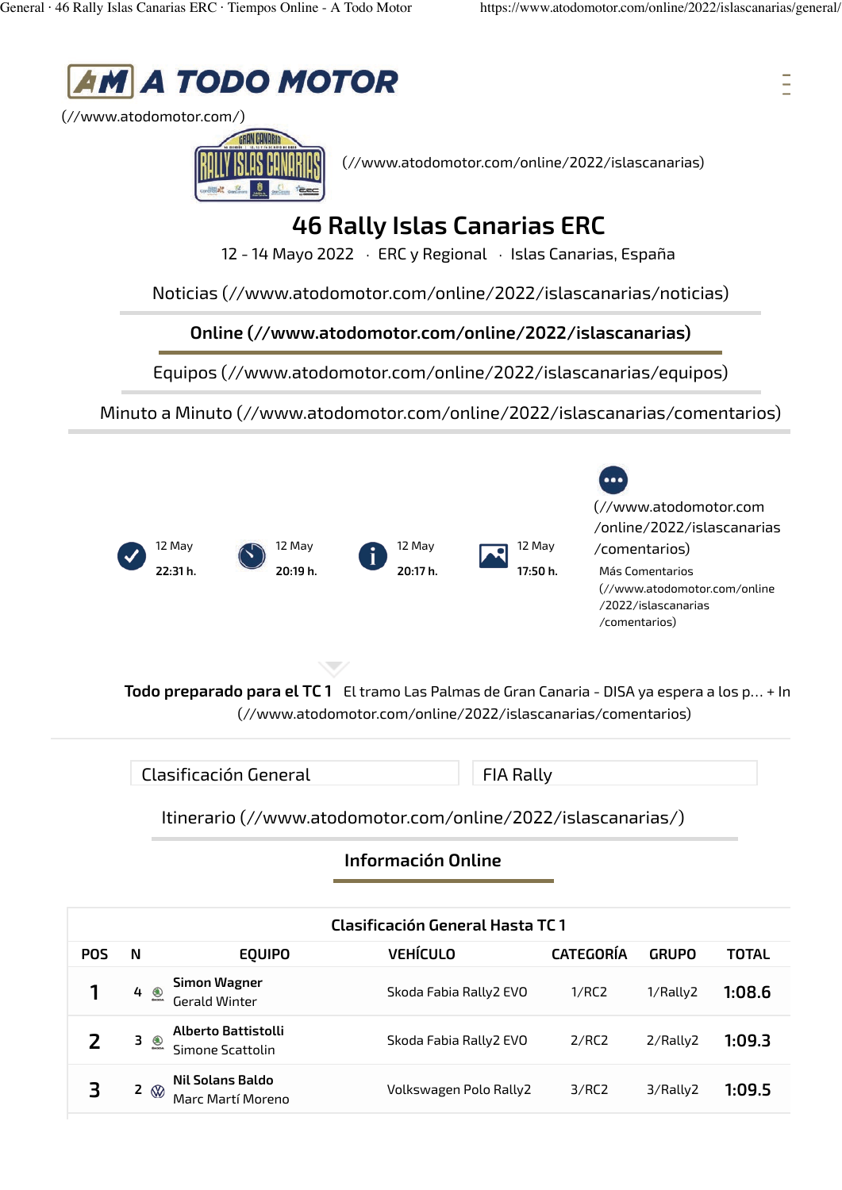**A TODO MOTOR**
(//www.atodomotor.com/)

(//www.atodomotor.com/online/2022/islascanarias)

# 46 Rally Islas Canarias ERC

12 - 14 Mayo 2022 · ERC y Regional · Islas Canarias, España

Noticias (//www.atodomotor.com/online/2022/islascanarias/noticias)

**Online (//www.atodomotor.com/online/2022/islascanarias)**

Equipos (//www.atodomotor.com/online/2022/islascanarias/equipos)

Minuto a Minuto (//www.atodomotor.com/online/2022/islascanarias/comentarios)

12 May **22:31 h.**

12 May **20:19 h.**

12 May **20:17 h.**

12 May **17:50 h.**

(//www.atodomotor.com/online/2022/islascanarias/comentarios)

Más Comentarios (//www.atodomotor.com/online/2022/islascanarias/comentarios)

**Todo preparado para el TC 1** El tramo Las Palmas de Gran Canaria - DISA ya espera a los p... + In (//www.atodomotor.com/online/2022/islascanarias/comentarios)

Clasificación General

FIA Rally

Itinerario (//www.atodomotor.com/online/2022/islascanarias/)

**Información Online**

**Clasificación General Hasta TC 1**

| POS | N | EQUIPO | VEHÍCULO | CATEGORÍA | GRUPO | TOTAL |
|---|---|---|---|---|---|---|
| 1 | 4 | **Simon Wagner** Gerald Winter | Skoda Fabia Rally2 EVO | 1/RC2 | 1/Rally2 | 1:08.6 |
| 2 | 3 | **Alberto Battistolli** Simone Scattolin | Skoda Fabia Rally2 EVO | 2/RC2 | 2/Rally2 | 1:09.3 |
| 3 | 2 | **Nil Solans Baldo** Marc Martí Moreno | Volkswagen Polo Rally2 | 3/RC2 | 3/Rally2 | 1:09.5 |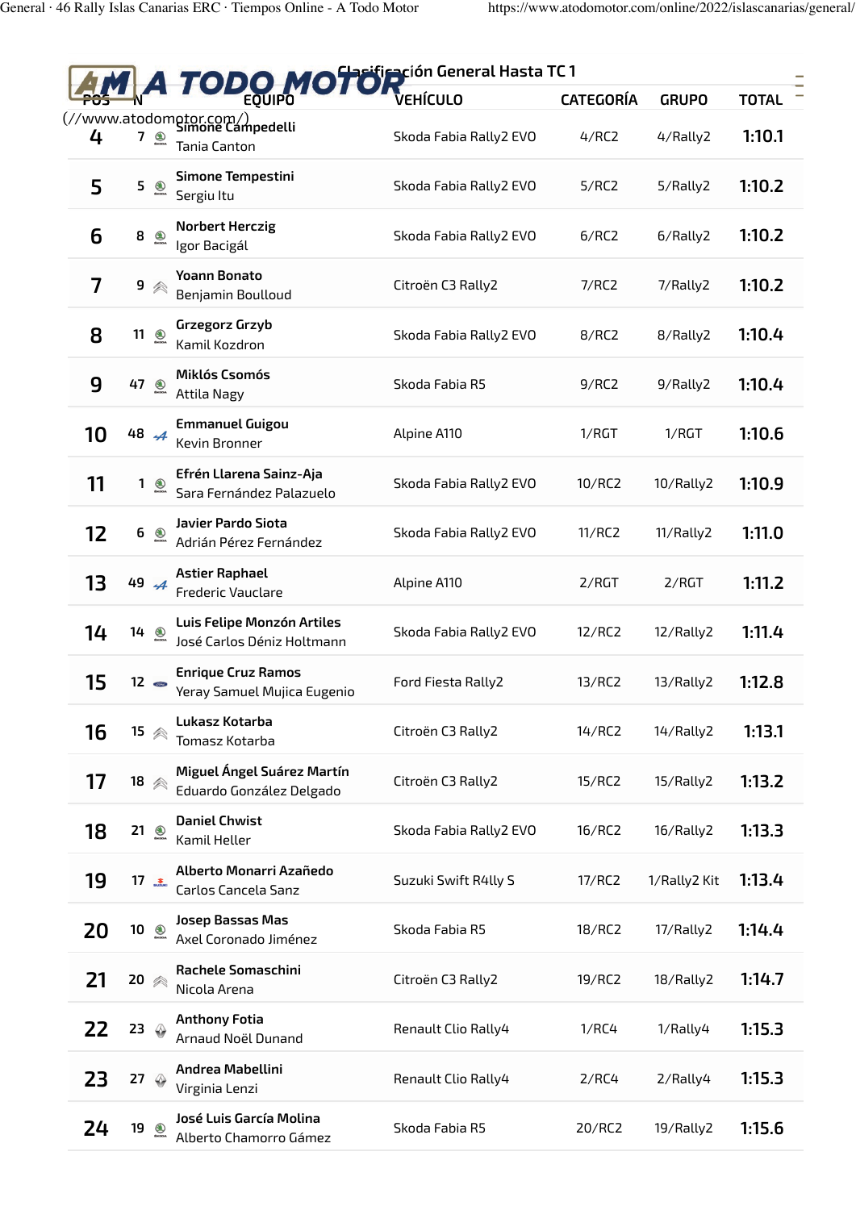## Clasificación General Hasta TC 1

| POS | N | EQUIPO | VEHÍCULO | CATEGORÍA | GRUPO | TOTAL |
|---|---|---|---|---|---|---|
| 4 | 7 | Simone Campedelli<br>Tania Canton | Skoda Fabia Rally2 EVO | 4/RC2 | 4/Rally2 | 1:10.1 |
| 5 | 5 | Simone Tempestini<br>Sergiu Itu | Skoda Fabia Rally2 EVO | 5/RC2 | 5/Rally2 | 1:10.2 |
| 6 | 8 | Norbert Herczig<br>Igor Bacigál | Skoda Fabia Rally2 EVO | 6/RC2 | 6/Rally2 | 1:10.2 |
| 7 | 9 | Yoann Bonato<br>Benjamin Boulloud | Citroën C3 Rally2 | 7/RC2 | 7/Rally2 | 1:10.2 |
| 8 | 11 | Grzegorz Grzyb<br>Kamil Kozdron | Skoda Fabia Rally2 EVO | 8/RC2 | 8/Rally2 | 1:10.4 |
| 9 | 47 | Miklós Csomós<br>Attila Nagy | Skoda Fabia R5 | 9/RC2 | 9/Rally2 | 1:10.4 |
| 10 | 48 | Emmanuel Guigou<br>Kevin Bronner | Alpine A110 | 1/RGT | 1/RGT | 1:10.6 |
| 11 | 1 | Efrén Llarena Sainz-Aja<br>Sara Fernández Palazuelo | Skoda Fabia Rally2 EVO | 10/RC2 | 10/Rally2 | 1:10.9 |
| 12 | 6 | Javier Pardo Siota<br>Adrián Pérez Fernández | Skoda Fabia Rally2 EVO | 11/RC2 | 11/Rally2 | 1:11.0 |
| 13 | 49 | Astier Raphael<br>Frederic Vauclare | Alpine A110 | 2/RGT | 2/RGT | 1:11.2 |
| 14 | 14 | Luis Felipe Monzón Artiles<br>José Carlos Déniz Holtmann | Skoda Fabia Rally2 EVO | 12/RC2 | 12/Rally2 | 1:11.4 |
| 15 | 12 | Enrique Cruz Ramos<br>Yeray Samuel Mujica Eugenio | Ford Fiesta Rally2 | 13/RC2 | 13/Rally2 | 1:12.8 |
| 16 | 15 | Lukasz Kotarba<br>Tomasz Kotarba | Citroën C3 Rally2 | 14/RC2 | 14/Rally2 | 1:13.1 |
| 17 | 18 | Miguel Ángel Suárez Martín<br>Eduardo González Delgado | Citroën C3 Rally2 | 15/RC2 | 15/Rally2 | 1:13.2 |
| 18 | 21 | Daniel Chwist<br>Kamil Heller | Skoda Fabia Rally2 EVO | 16/RC2 | 16/Rally2 | 1:13.3 |
| 19 | 17 | Alberto Monarri Azañedo<br>Carlos Cancela Sanz | Suzuki Swift R4lly S | 17/RC2 | 1/Rally2 Kit | 1:13.4 |
| 20 | 10 | Josep Bassas Mas<br>Axel Coronado Jiménez | Skoda Fabia R5 | 18/RC2 | 17/Rally2 | 1:14.4 |
| 21 | 20 | Rachele Somaschini<br>Nicola Arena | Citroën C3 Rally2 | 19/RC2 | 18/Rally2 | 1:14.7 |
| 22 | 23 | Anthony Fotia<br>Arnaud Noël Dunand | Renault Clio Rally4 | 1/RC4 | 1/Rally4 | 1:15.3 |
| 23 | 27 | Andrea Mabellini<br>Virginia Lenzi | Renault Clio Rally4 | 2/RC4 | 2/Rally4 | 1:15.3 |
| 24 | 19 | José Luis García Molina<br>Alberto Chamorro Gámez | Skoda Fabia R5 | 20/RC2 | 19/Rally2 | 1:15.6 |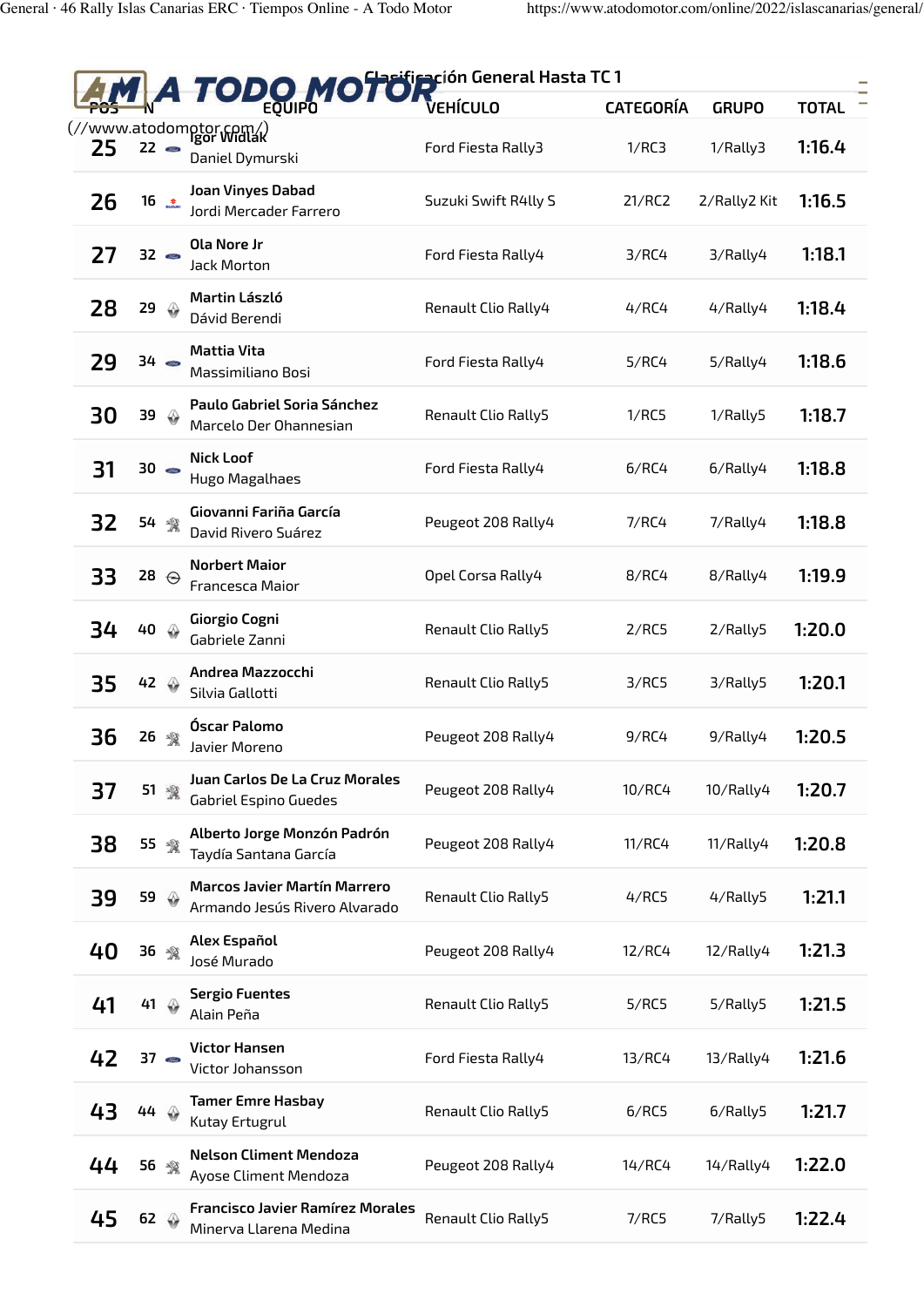## Clasificación General Hasta TC 1

| POS | N | EQUIPO | VEHÍCULO | CATEGORÍA | GRUPO | TOTAL |
|---|---|---|---|---|---|---|
| 25 | 22 | Igor Widlak<br>Daniel Dymurski | Ford Fiesta Rally3 | 1/RC3 | 1/Rally3 | 1:16.4 |
| 26 | 16 | Joan Vinyes Dabad<br>Jordi Mercader Farrero | Suzuki Swift R4lly S | 21/RC2 | 2/Rally2 Kit | 1:16.5 |
| 27 | 32 | Ola Nore Jr<br>Jack Morton | Ford Fiesta Rally4 | 3/RC4 | 3/Rally4 | 1:18.1 |
| 28 | 29 | Martin László<br>Dávid Berendi | Renault Clio Rally4 | 4/RC4 | 4/Rally4 | 1:18.4 |
| 29 | 34 | Mattia Vita<br>Massimiliano Bosi | Ford Fiesta Rally4 | 5/RC4 | 5/Rally4 | 1:18.6 |
| 30 | 39 | Paulo Gabriel Soria Sánchez<br>Marcelo Der Ohannesian | Renault Clio Rally5 | 1/RC5 | 1/Rally5 | 1:18.7 |
| 31 | 30 | Nick Loof<br>Hugo Magalhaes | Ford Fiesta Rally4 | 6/RC4 | 6/Rally4 | 1:18.8 |
| 32 | 54 | Giovanni Fariña García<br>David Rivero Suárez | Peugeot 208 Rally4 | 7/RC4 | 7/Rally4 | 1:18.8 |
| 33 | 28 | Norbert Maior<br>Francesca Maior | Opel Corsa Rally4 | 8/RC4 | 8/Rally4 | 1:19.9 |
| 34 | 40 | Giorgio Cogni<br>Gabriele Zanni | Renault Clio Rally5 | 2/RC5 | 2/Rally5 | 1:20.0 |
| 35 | 42 | Andrea Mazzocchi<br>Silvia Gallotti | Renault Clio Rally5 | 3/RC5 | 3/Rally5 | 1:20.1 |
| 36 | 26 | Óscar Palomo<br>Javier Moreno | Peugeot 208 Rally4 | 9/RC4 | 9/Rally4 | 1:20.5 |
| 37 | 51 | Juan Carlos De La Cruz Morales<br>Gabriel Espino Guedes | Peugeot 208 Rally4 | 10/RC4 | 10/Rally4 | 1:20.7 |
| 38 | 55 | Alberto Jorge Monzón Padrón<br>Taydía Santana García | Peugeot 208 Rally4 | 11/RC4 | 11/Rally4 | 1:20.8 |
| 39 | 59 | Marcos Javier Martín Marrero<br>Armando Jesús Rivero Alvarado | Renault Clio Rally5 | 4/RC5 | 4/Rally5 | 1:21.1 |
| 40 | 36 | Alex Español<br>José Murado | Peugeot 208 Rally4 | 12/RC4 | 12/Rally4 | 1:21.3 |
| 41 | 41 | Sergio Fuentes<br>Alain Peña | Renault Clio Rally5 | 5/RC5 | 5/Rally5 | 1:21.5 |
| 42 | 37 | Victor Hansen<br>Victor Johansson | Ford Fiesta Rally4 | 13/RC4 | 13/Rally4 | 1:21.6 |
| 43 | 44 | Tamer Emre Hasbay<br>Kutay Ertugrul | Renault Clio Rally5 | 6/RC5 | 6/Rally5 | 1:21.7 |
| 44 | 56 | Nelson Climent Mendoza<br>Ayose Climent Mendoza | Peugeot 208 Rally4 | 14/RC4 | 14/Rally4 | 1:22.0 |
| 45 | 62 | Francisco Javier Ramírez Morales<br>Minerva Llarena Medina | Renault Clio Rally5 | 7/RC5 | 7/Rally5 | 1:22.4 |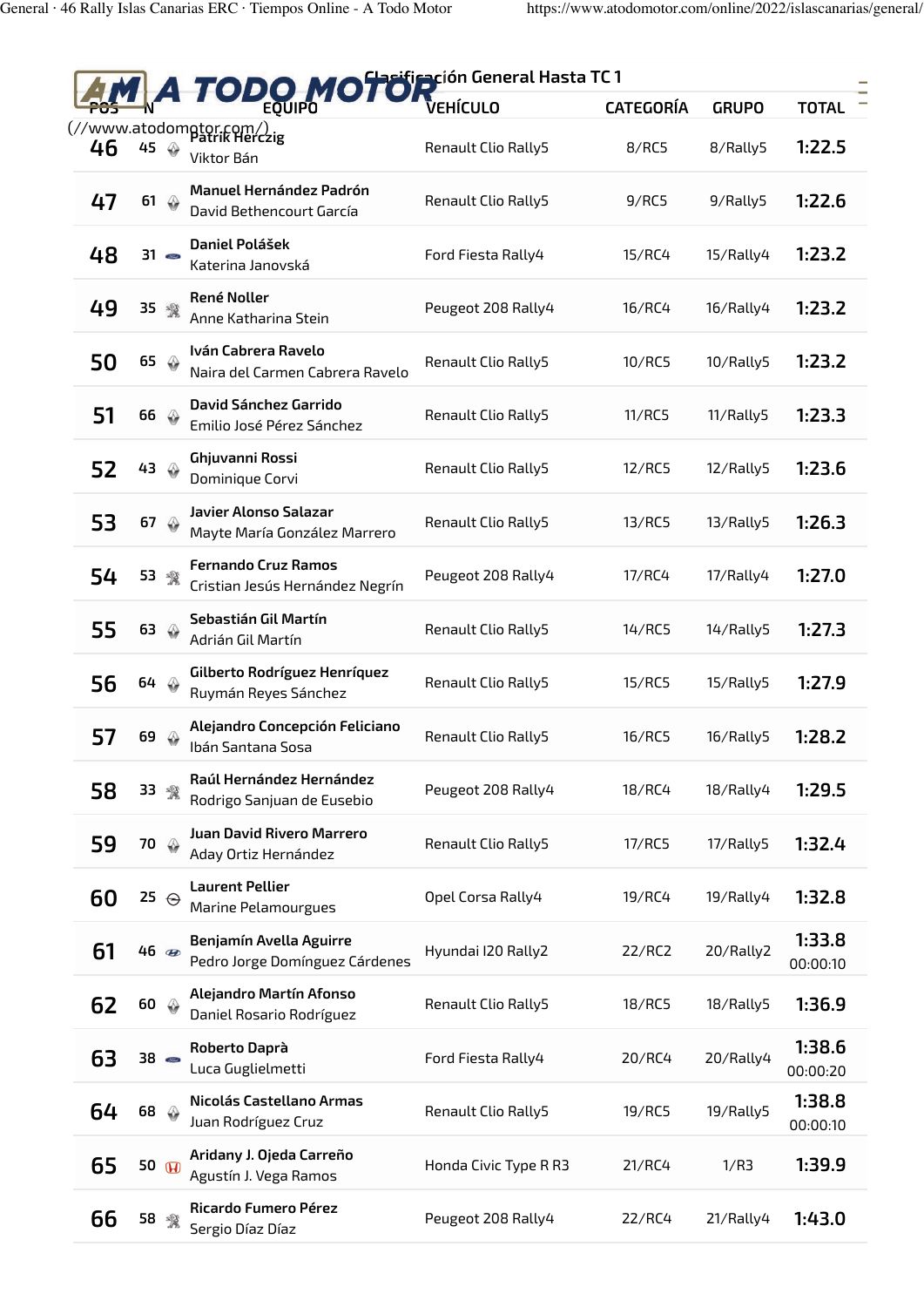## Clasificación General Hasta TC 1

| POS | N | EQUIPO | VEHÍCULO | CATEGORÍA | GRUPO | TOTAL |
|---|---|---|---|---|---|---|
| 46 | 45 | Patrik Herczig<br>Viktor Bán | Renault Clio Rally5 | 8/RC5 | 8/Rally5 | 1:22.5 |
| 47 | 61 | Manuel Hernández Padrón<br>David Bethencourt García | Renault Clio Rally5 | 9/RC5 | 9/Rally5 | 1:22.6 |
| 48 | 31 | Daniel Polášek<br>Katerina Janovská | Ford Fiesta Rally4 | 15/RC4 | 15/Rally4 | 1:23.2 |
| 49 | 35 | René Noller<br>Anne Katharina Stein | Peugeot 208 Rally4 | 16/RC4 | 16/Rally4 | 1:23.2 |
| 50 | 65 | Iván Cabrera Ravelo<br>Naira del Carmen Cabrera Ravelo | Renault Clio Rally5 | 10/RC5 | 10/Rally5 | 1:23.2 |
| 51 | 66 | David Sánchez Garrido<br>Emilio José Pérez Sánchez | Renault Clio Rally5 | 11/RC5 | 11/Rally5 | 1:23.3 |
| 52 | 43 | Ghjuvanni Rossi<br>Dominique Corvi | Renault Clio Rally5 | 12/RC5 | 12/Rally5 | 1:23.6 |
| 53 | 67 | Javier Alonso Salazar<br>Mayte María González Marrero | Renault Clio Rally5 | 13/RC5 | 13/Rally5 | 1:26.3 |
| 54 | 53 | Fernando Cruz Ramos<br>Cristian Jesús Hernández Negrín | Peugeot 208 Rally4 | 17/RC4 | 17/Rally4 | 1:27.0 |
| 55 | 63 | Sebastián Gil Martín<br>Adrián Gil Martín | Renault Clio Rally5 | 14/RC5 | 14/Rally5 | 1:27.3 |
| 56 | 64 | Gilberto Rodríguez Henríquez<br>Ruymán Reyes Sánchez | Renault Clio Rally5 | 15/RC5 | 15/Rally5 | 1:27.9 |
| 57 | 69 | Alejandro Concepción Feliciano<br>Ibán Santana Sosa | Renault Clio Rally5 | 16/RC5 | 16/Rally5 | 1:28.2 |
| 58 | 33 | Raúl Hernández Hernández<br>Rodrigo Sanjuan de Eusebio | Peugeot 208 Rally4 | 18/RC4 | 18/Rally4 | 1:29.5 |
| 59 | 70 | Juan David Rivero Marrero<br>Aday Ortiz Hernández | Renault Clio Rally5 | 17/RC5 | 17/Rally5 | 1:32.4 |
| 60 | 25 | Laurent Pellier<br>Marine Pelamourgues | Opel Corsa Rally4 | 19/RC4 | 19/Rally4 | 1:32.8 |
| 61 | 46 | Benjamín Avella Aguirre<br>Pedro Jorge Domínguez Cárdenes | Hyundai I20 Rally2 | 22/RC2 | 20/Rally2 | 1:33.8<br>00:00:10 |
| 62 | 60 | Alejandro Martín Afonso<br>Daniel Rosario Rodríguez | Renault Clio Rally5 | 18/RC5 | 18/Rally5 | 1:36.9 |
| 63 | 38 | Roberto Daprà<br>Luca Guglielmetti | Ford Fiesta Rally4 | 20/RC4 | 20/Rally4 | 1:38.6<br>00:00:20 |
| 64 | 68 | Nicolás Castellano Armas<br>Juan Rodríguez Cruz | Renault Clio Rally5 | 19/RC5 | 19/Rally5 | 1:38.8<br>00:00:10 |
| 65 | 50 | Aridany J. Ojeda Carreño<br>Agustín J. Vega Ramos | Honda Civic Type R R3 | 21/RC4 | 1/R3 | 1:39.9 |
| 66 | 58 | Ricardo Fumero Pérez<br>Sergio Díaz Díaz | Peugeot 208 Rally4 | 22/RC4 | 21/Rally4 | 1:43.0 |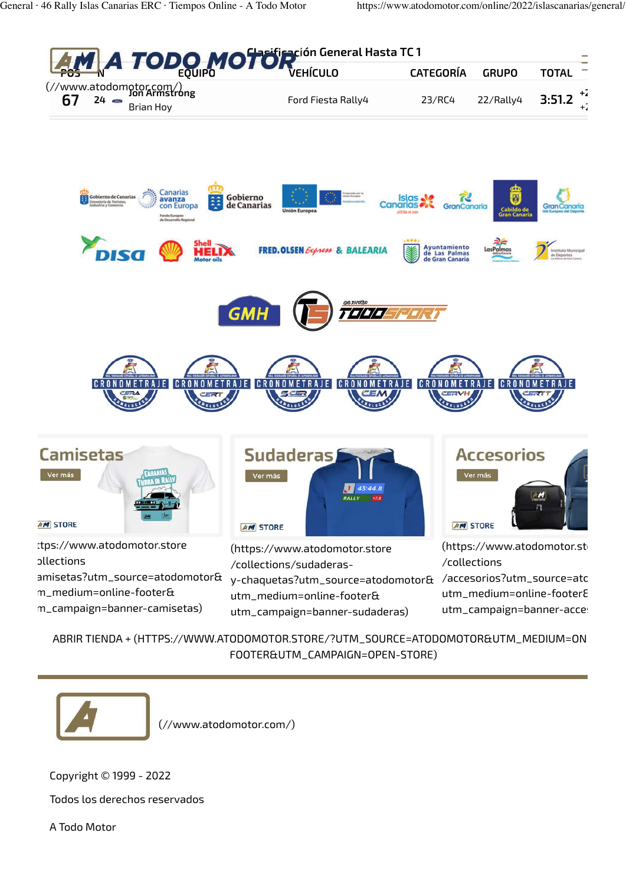(//www.atodomotor.com/)

## Clasificación General Hasta TC 1

| POS | N | EQUIPO | VEHÍCULO | CATEGORÍA | GRUPO | TOTAL |
|---|---|---|---|---|---|---|
| 67 | 24 | Jon Armstrong<br>Brian Hoy | Ford Fiesta Rally4 | 23/RC4 | 22/Rally4 | 3:51.2 |

Camisetas

Ver más

STORE

(https://www.atodomotor.store/collections/camisetas?utm_source=atodomotor&utm_medium=online-footer&utm_campaign=banner-camisetas)

Sudaderas

Ver más

STORE

(https://www.atodomotor.store/collections/sudaderas-y-chaquetas?utm_source=atodomotor&utm_medium=online-footer&utm_campaign=banner-sudaderas)

Accesorios

Ver más

STORE

(https://www.atodomotor.store/collections/accesorios?utm_source=atodomotor&utm_medium=online-footer&utm_campaign=banner-accesorios)

ABRIR TIENDA + (HTTPS://WWW.ATODOMOTOR.STORE/?UTM_SOURCE=ATODOMOTOR&UTM_MEDIUM=ONLINE-FOOTER&UTM_CAMPAIGN=OPEN-STORE)

(//www.atodomotor.com/)

Copyright © 1999 - 2022

Todos los derechos reservados

A Todo Motor